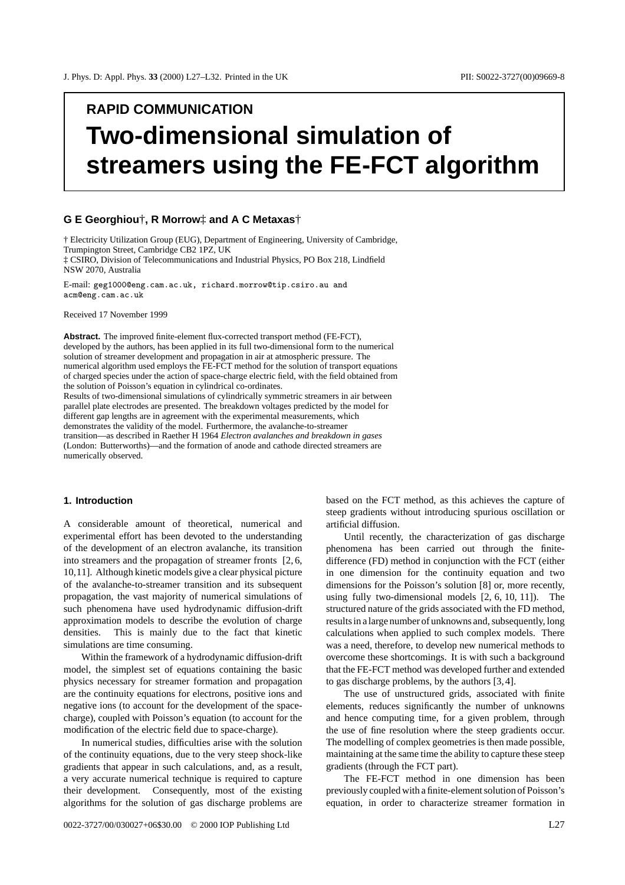RAPID COMMUNICATION

# Two-dimensional simulation of streamers using the FE-FCT algorithm

**G E Georghiou†, R Morrow‡ and A C Metaxas†**

† Electricity Utilization Group (EUG), Department of Engineering, University of Cambridge, Trumpington Street, Cambridge CB2 1PZ, UK
‡ CSIRO, Division of Telecommunications and Industrial Physics, PO Box 218, Lindfield NSW 2070, Australia

E-mail: geg1000@eng.cam.ac.uk, richard.morrow@tip.csiro.au and acm@eng.cam.ac.uk

Received 17 November 1999

**Abstract.** The improved finite-element flux-corrected transport method (FE-FCT), developed by the authors, has been applied in its full two-dimensional form to the numerical solution of streamer development and propagation in air at atmospheric pressure. The numerical algorithm used employs the FE-FCT method for the solution of transport equations of charged species under the action of space-charge electric field, with the field obtained from the solution of Poisson's equation in cylindrical co-ordinates.
Results of two-dimensional simulations of cylindrically symmetric streamers in air between parallel plate electrodes are presented. The breakdown voltages predicted by the model for different gap lengths are in agreement with the experimental measurements, which demonstrates the validity of the model. Furthermore, the avalanche-to-streamer transition—as described in Raether H 1964 *Electron avalanches and breakdown in gases* (London: Butterworths)—and the formation of anode and cathode directed streamers are numerically observed.

## 1. Introduction

A considerable amount of theoretical, numerical and experimental effort has been devoted to the understanding of the development of an electron avalanche, its transition into streamers and the propagation of streamer fronts [2, 6, 10, 11]. Although kinetic models give a clear physical picture of the avalanche-to-streamer transition and its subsequent propagation, the vast majority of numerical simulations of such phenomena have used hydrodynamic diffusion-drift approximation models to describe the evolution of charge densities. This is mainly due to the fact that kinetic simulations are time consuming.

Within the framework of a hydrodynamic diffusion-drift model, the simplest set of equations containing the basic physics necessary for streamer formation and propagation are the continuity equations for electrons, positive ions and negative ions (to account for the development of the space-charge), coupled with Poisson's equation (to account for the modification of the electric field due to space-charge).

In numerical studies, difficulties arise with the solution of the continuity equations, due to the very steep shock-like gradients that appear in such calculations, and, as a result, a very accurate numerical technique is required to capture their development. Consequently, most of the existing algorithms for the solution of gas discharge problems are based on the FCT method, as this achieves the capture of steep gradients without introducing spurious oscillation or artificial diffusion.

Until recently, the characterization of gas discharge phenomena has been carried out through the finite-difference (FD) method in conjunction with the FCT (either in one dimension for the continuity equation and two dimensions for the Poisson's solution [8] or, more recently, using fully two-dimensional models [2, 6, 10, 11]). The structured nature of the grids associated with the FD method, results in a large number of unknowns and, subsequently, long calculations when applied to such complex models. There was a need, therefore, to develop new numerical methods to overcome these shortcomings. It is with such a background that the FE-FCT method was developed further and extended to gas discharge problems, by the authors [3, 4].

The use of unstructured grids, associated with finite elements, reduces significantly the number of unknowns and hence computing time, for a given problem, through the use of fine resolution where the steep gradients occur. The modelling of complex geometries is then made possible, maintaining at the same time the ability to capture these steep gradients (through the FCT part).

The FE-FCT method in one dimension has been previously coupled with a finite-element solution of Poisson's equation, in order to characterize streamer formation in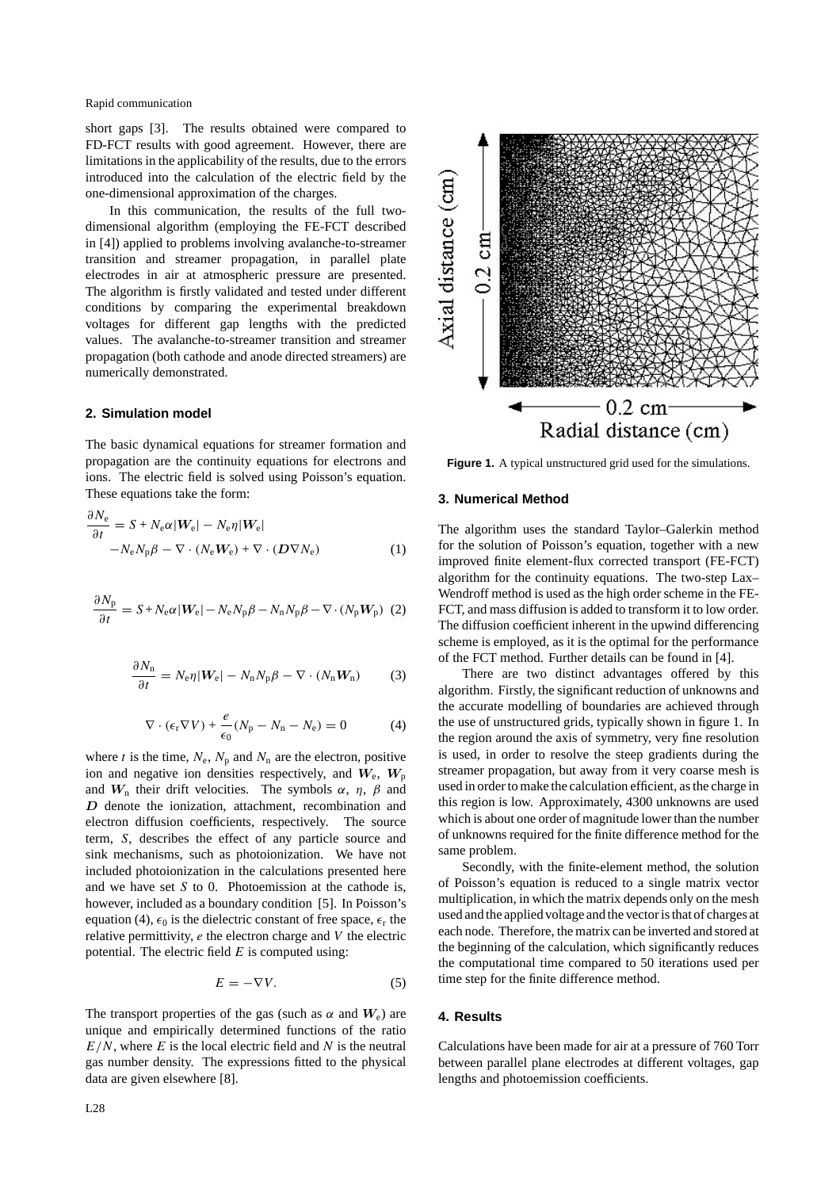short gaps [3]. The results obtained were compared to FD-FCT results with good agreement. However, there are limitations in the applicability of the results, due to the errors introduced into the calculation of the electric field by the one-dimensional approximation of the charges.

In this communication, the results of the full two-dimensional algorithm (employing the FE-FCT described in [4]) applied to problems involving avalanche-to-streamer transition and streamer propagation, in parallel plate electrodes in air at atmospheric pressure are presented. The algorithm is firstly validated and tested under different conditions by comparing the experimental breakdown voltages for different gap lengths with the predicted values. The avalanche-to-streamer transition and streamer propagation (both cathode and anode directed streamers) are numerically demonstrated.

## 2. Simulation model

The basic dynamical equations for streamer formation and propagation are the continuity equations for electrons and ions. The electric field is solved using Poisson's equation. These equations take the form:

$$\frac{\partial N_{\mathrm{e}}}{\partial t} = S + N_{\mathrm{e}}\alpha|\boldsymbol{W}_{\mathrm{e}}| - N_{\mathrm{e}}\eta|\boldsymbol{W}_{\mathrm{e}}| - N_{\mathrm{e}}N_{\mathrm{p}}\beta - \nabla\cdot(N_{\mathrm{e}}\boldsymbol{W}_{\mathrm{e}}) + \nabla\cdot(\boldsymbol{D}\nabla N_{\mathrm{e}}) \qquad (1)$$

$$\frac{\partial N_{\mathrm{p}}}{\partial t} = S + N_{\mathrm{e}}\alpha|\boldsymbol{W}_{\mathrm{e}}| - N_{\mathrm{e}}N_{\mathrm{p}}\beta - N_{\mathrm{n}}N_{\mathrm{p}}\beta - \nabla\cdot(N_{\mathrm{p}}\boldsymbol{W}_{\mathrm{p}}) \qquad (2)$$

$$\frac{\partial N_{\mathrm{n}}}{\partial t} = N_{\mathrm{e}}\eta|\boldsymbol{W}_{\mathrm{e}}| - N_{\mathrm{n}}N_{\mathrm{p}}\beta - \nabla\cdot(N_{\mathrm{n}}\boldsymbol{W}_{\mathrm{n}}) \qquad (3)$$

$$\nabla\cdot(\epsilon_{\mathrm{r}}\nabla V) + \frac{e}{\epsilon_0}(N_{\mathrm{p}} - N_{\mathrm{n}} - N_{\mathrm{e}}) = 0 \qquad (4)$$

where $t$ is the time, $N_{\mathrm{e}}$, $N_{\mathrm{p}}$ and $N_{\mathrm{n}}$ are the electron, positive ion and negative ion densities respectively, and $\boldsymbol{W}_{\mathrm{e}}$, $\boldsymbol{W}_{\mathrm{p}}$ and $\boldsymbol{W}_{\mathrm{n}}$ their drift velocities. The symbols $\alpha$, $\eta$, $\beta$ and $\boldsymbol{D}$ denote the ionization, attachment, recombination and electron diffusion coefficients, respectively. The source term, $S$, describes the effect of any particle source and sink mechanisms, such as photoionization. We have not included photoionization in the calculations presented here and we have set $S$ to 0. Photoemission at the cathode is, however, included as a boundary condition [5]. In Poisson's equation (4), $\epsilon_0$ is the dielectric constant of free space, $\epsilon_{\mathrm{r}}$ the relative permittivity, $e$ the electron charge and $V$ the electric potential. The electric field $E$ is computed using:

$$E = -\nabla V. \qquad (5)$$

The transport properties of the gas (such as $\alpha$ and $\boldsymbol{W}_{\mathrm{e}}$) are unique and empirically determined functions of the ratio $E/N$, where $E$ is the local electric field and $N$ is the neutral gas number density. The expressions fitted to the physical data are given elsewhere [8].

**Figure 1.** A typical unstructured grid used for the simulations.

## 3. Numerical Method

The algorithm uses the standard Taylor–Galerkin method for the solution of Poisson's equation, together with a new improved finite element-flux corrected transport (FE-FCT) algorithm for the continuity equations. The two-step Lax–Wendroff method is used as the high order scheme in the FE-FCT, and mass diffusion is added to transform it to low order. The diffusion coefficient inherent in the upwind differencing scheme is employed, as it is the optimal for the performance of the FCT method. Further details can be found in [4].

There are two distinct advantages offered by this algorithm. Firstly, the significant reduction of unknowns and the accurate modelling of boundaries are achieved through the use of unstructured grids, typically shown in figure 1. In the region around the axis of symmetry, very fine resolution is used, in order to resolve the steep gradients during the streamer propagation, but away from it very coarse mesh is used in order to make the calculation efficient, as the charge in this region is low. Approximately, 4300 unknowns are used which is about one order of magnitude lower than the number of unknowns required for the finite difference method for the same problem.

Secondly, with the finite-element method, the solution of Poisson's equation is reduced to a single matrix vector multiplication, in which the matrix depends only on the mesh used and the applied voltage and the vector is that of charges at each node. Therefore, the matrix can be inverted and stored at the beginning of the calculation, which significantly reduces the computational time compared to 50 iterations used per time step for the finite difference method.

## 4. Results

Calculations have been made for air at a pressure of 760 Torr between parallel plane electrodes at different voltages, gap lengths and photoemission coefficients.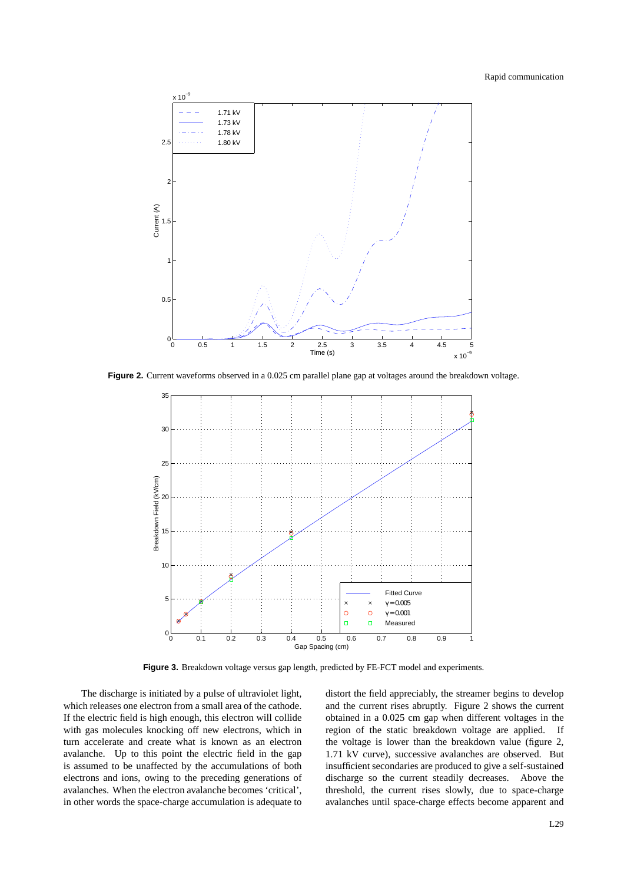**Figure 2.** Current waveforms observed in a 0.025 cm parallel plane gap at voltages around the breakdown voltage.

**Figure 3.** Breakdown voltage versus gap length, predicted by FE-FCT model and experiments.

The discharge is initiated by a pulse of ultraviolet light, which releases one electron from a small area of the cathode. If the electric field is high enough, this electron will collide with gas molecules knocking off new electrons, which in turn accelerate and create what is known as an electron avalanche. Up to this point the electric field in the gap is assumed to be unaffected by the accumulations of both electrons and ions, owing to the preceding generations of avalanches. When the electron avalanche becomes 'critical', in other words the space-charge accumulation is adequate to distort the field appreciably, the streamer begins to develop and the current rises abruptly. Figure 2 shows the current obtained in a 0.025 cm gap when different voltages in the region of the static breakdown voltage are applied. If the voltage is lower than the breakdown value (figure 2, 1.71 kV curve), successive avalanches are observed. But insufficient secondaries are produced to give a self-sustained discharge so the current steadily decreases. Above the threshold, the current rises slowly, due to space-charge avalanches until space-charge effects become apparent and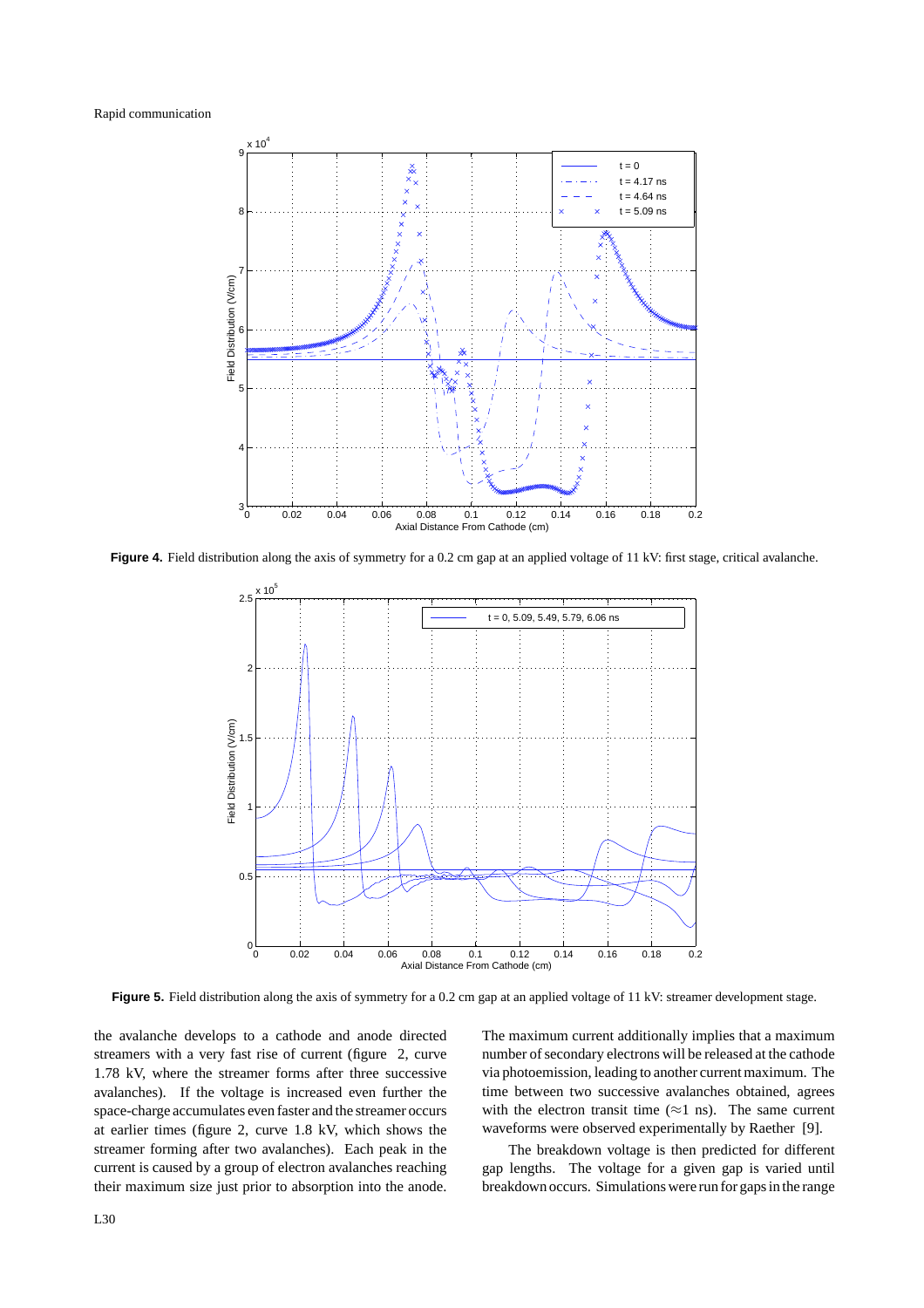**Figure 4.** Field distribution along the axis of symmetry for a 0.2 cm gap at an applied voltage of 11 kV: first stage, critical avalanche.

**Figure 5.** Field distribution along the axis of symmetry for a 0.2 cm gap at an applied voltage of 11 kV: streamer development stage.

the avalanche develops to a cathode and anode directed streamers with a very fast rise of current (figure 2, curve 1.78 kV, where the streamer forms after three successive avalanches). If the voltage is increased even further the space-charge accumulates even faster and the streamer occurs at earlier times (figure 2, curve 1.8 kV, which shows the streamer forming after two avalanches). Each peak in the current is caused by a group of electron avalanches reaching their maximum size just prior to absorption into the anode. The maximum current additionally implies that a maximum number of secondary electrons will be released at the cathode via photoemission, leading to another current maximum. The time between two successive avalanches obtained, agrees with the electron transit time ($\approx$1 ns). The same current waveforms were observed experimentally by Raether [9].

The breakdown voltage is then predicted for different gap lengths. The voltage for a given gap is varied until breakdown occurs. Simulations were run for gaps in the range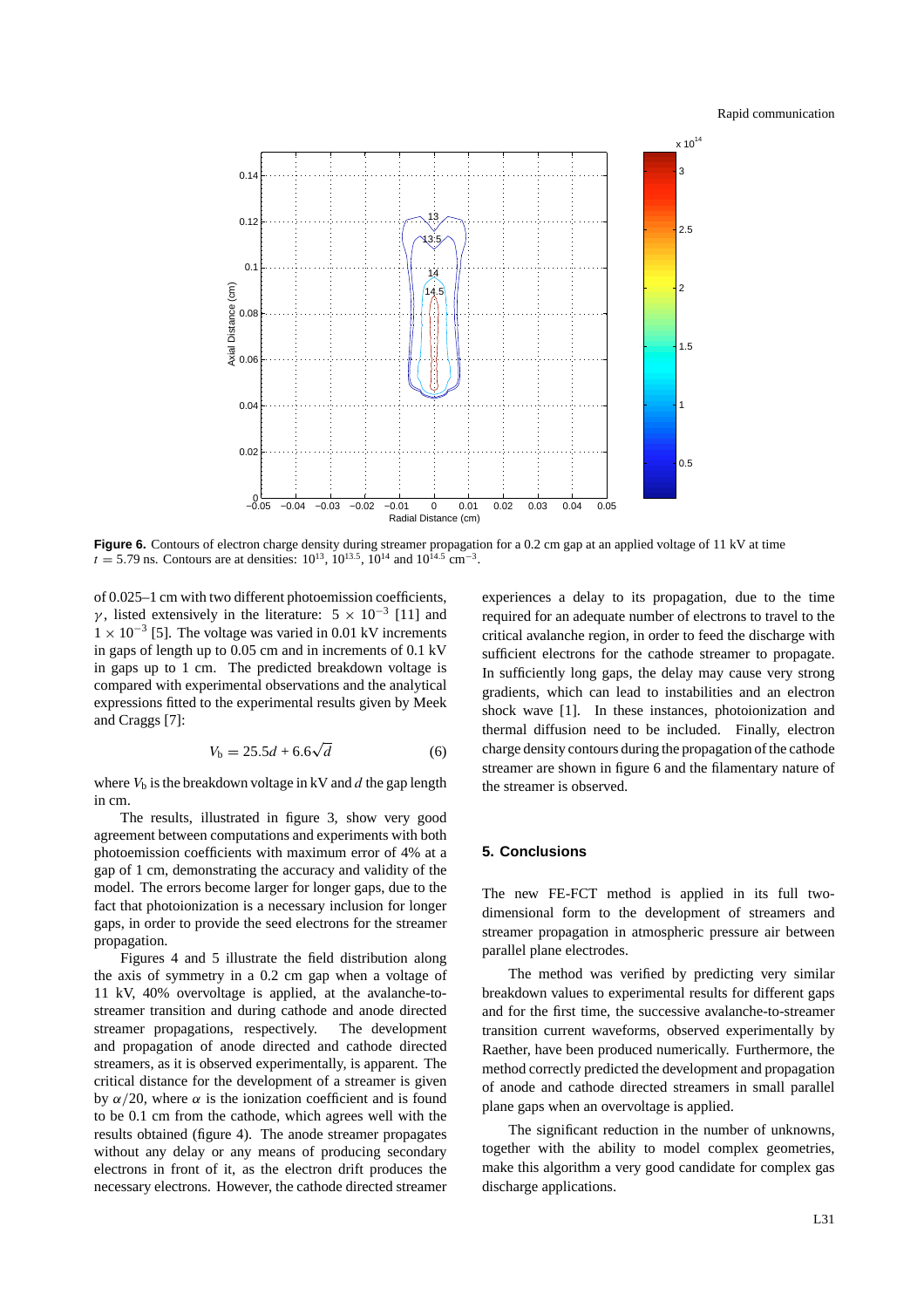**Figure 6.** Contours of electron charge density during streamer propagation for a 0.2 cm gap at an applied voltage of 11 kV at time $t = 5.79$ ns. Contours are at densities: $10^{13}$, $10^{13.5}$, $10^{14}$ and $10^{14.5}$ cm$^{-3}$.

of 0.025–1 cm with two different photoemission coefficients, $\gamma$, listed extensively in the literature: $5 \times 10^{-3}$ [11] and $1 \times 10^{-3}$ [5]. The voltage was varied in 0.01 kV increments in gaps of length up to 0.05 cm and in increments of 0.1 kV in gaps up to 1 cm. The predicted breakdown voltage is compared with experimental observations and the analytical expressions fitted to the experimental results given by Meek and Craggs [7]:

$$V_b = 25.5d + 6.6\sqrt{d} \tag{6}$$

where $V_b$ is the breakdown voltage in kV and $d$ the gap length in cm.

The results, illustrated in figure 3, show very good agreement between computations and experiments with both photoemission coefficients with maximum error of 4% at a gap of 1 cm, demonstrating the accuracy and validity of the model. The errors become larger for longer gaps, due to the fact that photoionization is a necessary inclusion for longer gaps, in order to provide the seed electrons for the streamer propagation.

Figures 4 and 5 illustrate the field distribution along the axis of symmetry in a 0.2 cm gap when a voltage of 11 kV, 40% overvoltage is applied, at the avalanche-to-streamer transition and during cathode and anode directed streamer propagations, respectively. The development and propagation of anode directed and cathode directed streamers, as it is observed experimentally, is apparent. The critical distance for the development of a streamer is given by $\alpha/20$, where $\alpha$ is the ionization coefficient and is found to be 0.1 cm from the cathode, which agrees well with the results obtained (figure 4). The anode streamer propagates without any delay or any means of producing secondary electrons in front of it, as the electron drift produces the necessary electrons. However, the cathode directed streamer experiences a delay to its propagation, due to the time required for an adequate number of electrons to travel to the critical avalanche region, in order to feed the discharge with sufficient electrons for the cathode streamer to propagate. In sufficiently long gaps, the delay may cause very strong gradients, which can lead to instabilities and an electron shock wave [1]. In these instances, photoionization and thermal diffusion need to be included. Finally, electron charge density contours during the propagation of the cathode streamer are shown in figure 6 and the filamentary nature of the streamer is observed.

## 5. Conclusions

The new FE-FCT method is applied in its full two-dimensional form to the development of streamers and streamer propagation in atmospheric pressure air between parallel plane electrodes.

The method was verified by predicting very similar breakdown values to experimental results for different gaps and for the first time, the successive avalanche-to-streamer transition current waveforms, observed experimentally by Raether, have been produced numerically. Furthermore, the method correctly predicted the development and propagation of anode and cathode directed streamers in small parallel plane gaps when an overvoltage is applied.

The significant reduction in the number of unknowns, together with the ability to model complex geometries, make this algorithm a very good candidate for complex gas discharge applications.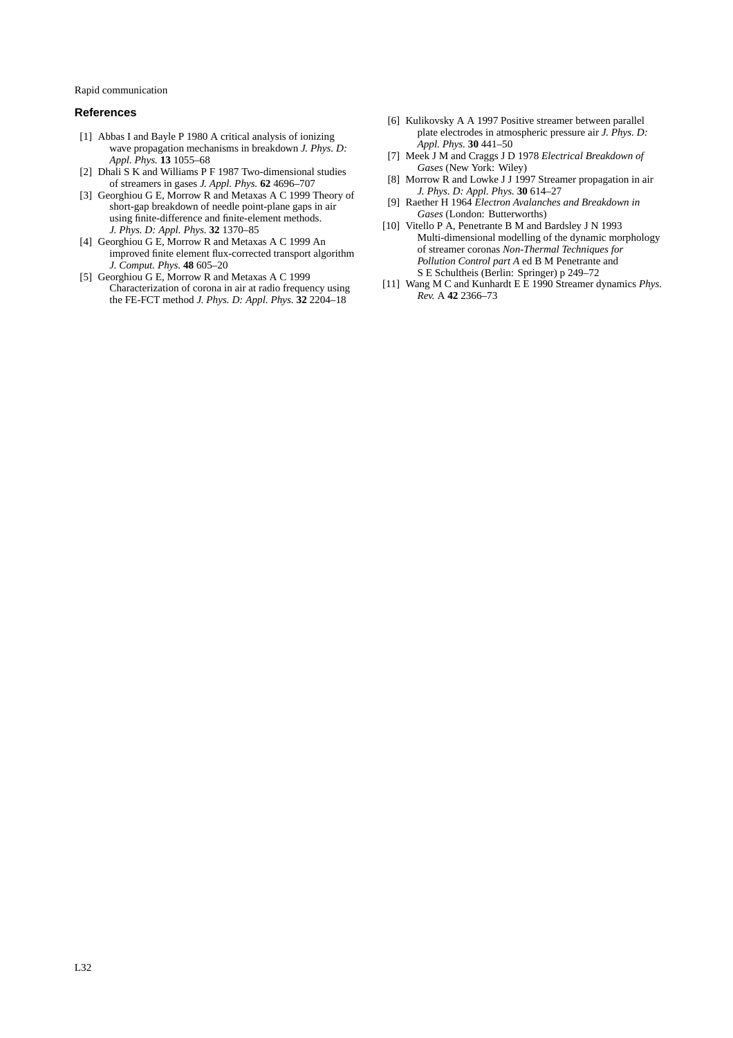## References

[1] Abbas I and Bayle P 1980 A critical analysis of ionizing wave propagation mechanisms in breakdown *J. Phys. D: Appl. Phys.* **13** 1055–68

[2] Dhali S K and Williams P F 1987 Two-dimensional studies of streamers in gases *J. Appl. Phys.* **62** 4696–707

[3] Georghiou G E, Morrow R and Metaxas A C 1999 Theory of short-gap breakdown of needle point-plane gaps in air using finite-difference and finite-element methods. *J. Phys. D: Appl. Phys.* **32** 1370–85

[4] Georghiou G E, Morrow R and Metaxas A C 1999 An improved finite element flux-corrected transport algorithm *J. Comput. Phys.* **48** 605–20

[5] Georghiou G E, Morrow R and Metaxas A C 1999 Characterization of corona in air at radio frequency using the FE-FCT method *J. Phys. D: Appl. Phys.* **32** 2204–18

[6] Kulikovsky A A 1997 Positive streamer between parallel plate electrodes in atmospheric pressure air *J. Phys. D: Appl. Phys.* **30** 441–50

[7] Meek J M and Craggs J D 1978 *Electrical Breakdown of Gases* (New York: Wiley)

[8] Morrow R and Lowke J J 1997 Streamer propagation in air *J. Phys. D: Appl. Phys.* **30** 614–27

[9] Raether H 1964 *Electron Avalanches and Breakdown in Gases* (London: Butterworths)

[10] Vitello P A, Penetrante B M and Bardsley J N 1993 Multi-dimensional modelling of the dynamic morphology of streamer coronas *Non-Thermal Techniques for Pollution Control part A* ed B M Penetrante and S E Schultheis (Berlin: Springer) p 249–72

[11] Wang M C and Kunhardt E E 1990 Streamer dynamics *Phys. Rev.* A **42** 2366–73